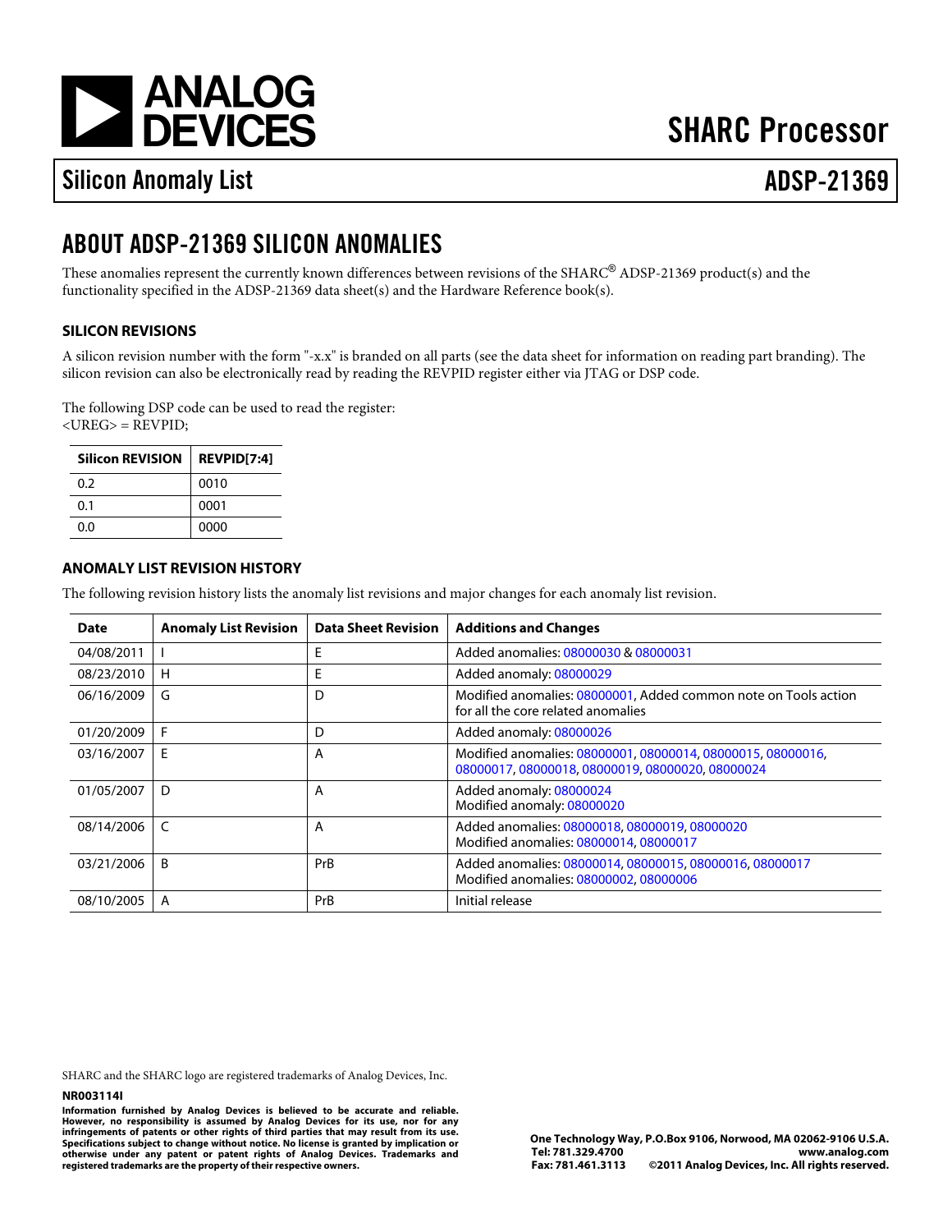# SHARC Processor

## Silicon Anomaly List — ADSP-21369

## ABOUT ADSP-21369 SILICON ANOMALIES

These anomalies represent the currently known differences between revisions of the SHARC® ADSP-21369 product(s) and the functionality specified in the ADSP-21369 data sheet(s) and the Hardware Reference book(s).

### SILICON REVISIONS

A silicon revision number with the form "-x.x" is branded on all parts (see the data sheet for information on reading part branding). The silicon revision can also be electronically read by reading the REVPID register either via JTAG or DSP code.

The following DSP code can be used to read the register:

```
<UREG> = REVPID;
```

| Silicon REVISION | REVPID[7:4] |
|---|---|
| 0.2 | 0010 |
| 0.1 | 0001 |
| 0.0 | 0000 |

### ANOMALY LIST REVISION HISTORY

The following revision history lists the anomaly list revisions and major changes for each anomaly list revision.

| Date | Anomaly List Revision | Data Sheet Revision | Additions and Changes |
|---|---|---|---|
| 04/08/2011 | I | E | Added anomalies: 08000030 & 08000031 |
| 08/23/2010 | H | E | Added anomaly: 08000029 |
| 06/16/2009 | G | D | Modified anomalies: 08000001, Added common note on Tools action for all the core related anomalies |
| 01/20/2009 | F | D | Added anomaly: 08000026 |
| 03/16/2007 | E | A | Modified anomalies: 08000001, 08000014, 08000015, 08000016, 08000017, 08000018, 08000019, 08000020, 08000024 |
| 01/05/2007 | D | A | Added anomaly: 08000024<br>Modified anomaly: 08000020 |
| 08/14/2006 | C | A | Added anomalies: 08000018, 08000019, 08000020<br>Modified anomalies: 08000014, 08000017 |
| 03/21/2006 | B | PrB | Added anomalies: 08000014, 08000015, 08000016, 08000017<br>Modified anomalies: 08000002, 08000006 |
| 08/10/2005 | A | PrB | Initial release |

SHARC and the SHARC logo are registered trademarks of Analog Devices, Inc.

**NR003114I**

**Information furnished by Analog Devices is believed to be accurate and reliable. However, no responsibility is assumed by Analog Devices for its use, nor for any infringements of patents or other rights of third parties that may result from its use. Specifications subject to change without notice. No license is granted by implication or otherwise under any patent or patent rights of Analog Devices. Trademarks and registered trademarks are the property of their respective owners.**

**One Technology Way, P.O.Box 9106, Norwood, MA 02062-9106 U.S.A.**
**Tel: 781.329.4700 www.analog.com**
**Fax: 781.461.3113 ©2011 Analog Devices, Inc. All rights reserved.**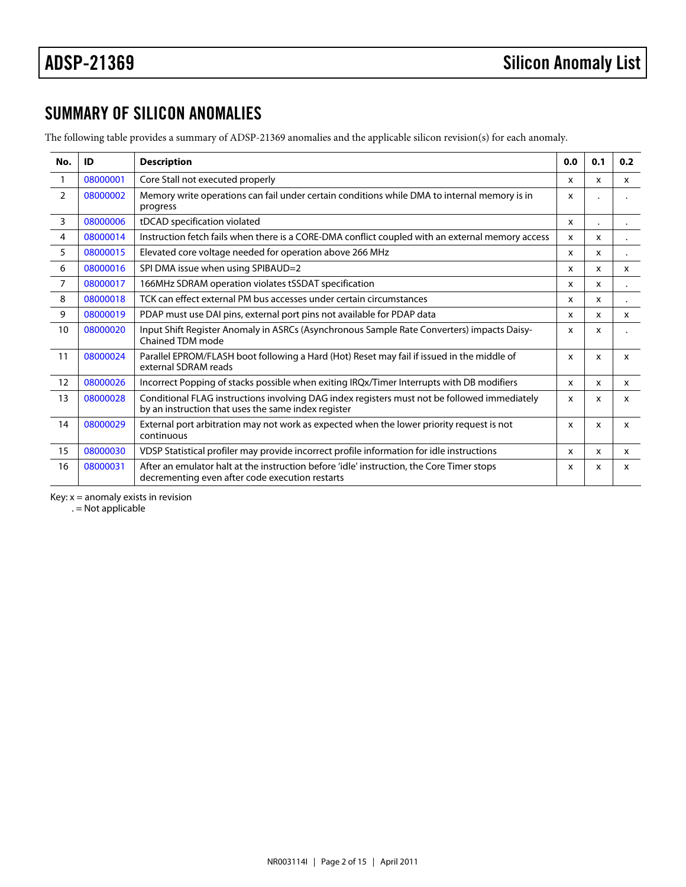## SUMMARY OF SILICON ANOMALIES

The following table provides a summary of ADSP-21369 anomalies and the applicable silicon revision(s) for each anomaly.

| No. | ID | Description | 0.0 | 0.1 | 0.2 |
|---|---|---|---|---|---|
| 1 | 08000001 | Core Stall not executed properly | x | x | x |
| 2 | 08000002 | Memory write operations can fail under certain conditions while DMA to internal memory is in progress | x | . | . |
| 3 | 08000006 | tDCAD specification violated | x | . | . |
| 4 | 08000014 | Instruction fetch fails when there is a CORE-DMA conflict coupled with an external memory access | x | x | . |
| 5 | 08000015 | Elevated core voltage needed for operation above 266 MHz | x | x | . |
| 6 | 08000016 | SPI DMA issue when using SPIBAUD=2 | x | x | x |
| 7 | 08000017 | 166MHz SDRAM operation violates tSSDAT specification | x | x | . |
| 8 | 08000018 | TCK can effect external PM bus accesses under certain circumstances | x | x | . |
| 9 | 08000019 | PDAP must use DAI pins, external port pins not available for PDAP data | x | x | x |
| 10 | 08000020 | Input Shift Register Anomaly in ASRCs (Asynchronous Sample Rate Converters) impacts Daisy-Chained TDM mode | x | x | . |
| 11 | 08000024 | Parallel EPROM/FLASH boot following a Hard (Hot) Reset may fail if issued in the middle of external SDRAM reads | x | x | x |
| 12 | 08000026 | Incorrect Popping of stacks possible when exiting IRQx/Timer Interrupts with DB modifiers | x | x | x |
| 13 | 08000028 | Conditional FLAG instructions involving DAG index registers must not be followed immediately by an instruction that uses the same index register | x | x | x |
| 14 | 08000029 | External port arbitration may not work as expected when the lower priority request is not continuous | x | x | x |
| 15 | 08000030 | VDSP Statistical profiler may provide incorrect profile information for idle instructions | x | x | x |
| 16 | 08000031 | After an emulator halt at the instruction before 'idle' instruction, the Core Timer stops decrementing even after code execution restarts | x | x | x |

Key: x = anomaly exists in revision
. = Not applicable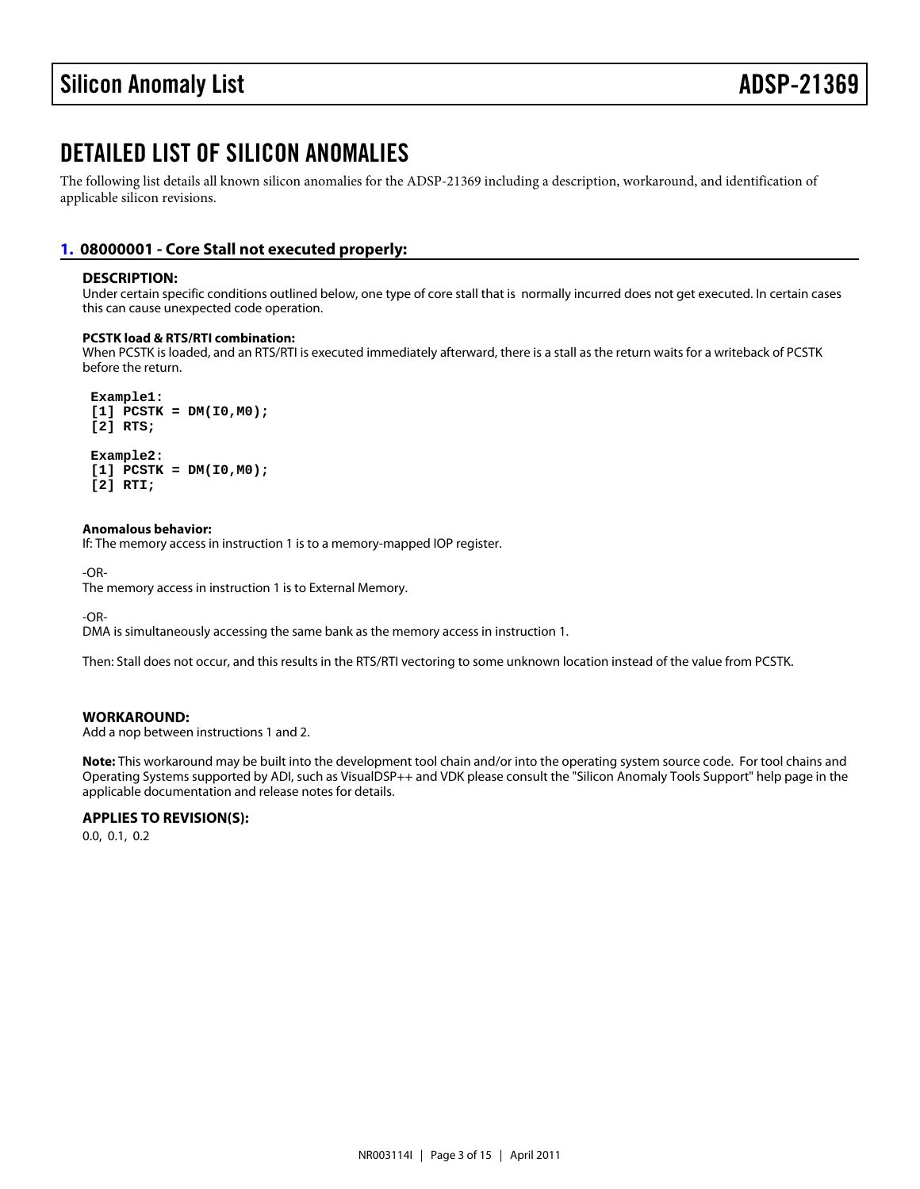# DETAILED LIST OF SILICON ANOMALIES

The following list details all known silicon anomalies for the ADSP-21369 including a description, workaround, and identification of applicable silicon revisions.

## 1. 08000001 - Core Stall not executed properly:

### DESCRIPTION:

Under certain specific conditions outlined below, one type of core stall that is normally incurred does not get executed. In certain cases this can cause unexpected code operation.

**PCSTK load & RTS/RTI combination:**

When PCSTK is loaded, and an RTS/RTI is executed immediately afterward, there is a stall as the return waits for a writeback of PCSTK before the return.

```
Example1:
[1] PCSTK = DM(I0,M0);
[2] RTS;

Example2:
[1] PCSTK = DM(I0,M0);
[2] RTI;
```

**Anomalous behavior:**

If: The memory access in instruction 1 is to a memory-mapped IOP register.

-OR-

The memory access in instruction 1 is to External Memory.

-OR-

DMA is simultaneously accessing the same bank as the memory access in instruction 1.

Then: Stall does not occur, and this results in the RTS/RTI vectoring to some unknown location instead of the value from PCSTK.

### WORKAROUND:

Add a nop between instructions 1 and 2.

**Note:** This workaround may be built into the development tool chain and/or into the operating system source code. For tool chains and Operating Systems supported by ADI, such as VisualDSP++ and VDK please consult the "Silicon Anomaly Tools Support" help page in the applicable documentation and release notes for details.

### APPLIES TO REVISION(S):

0.0, 0.1, 0.2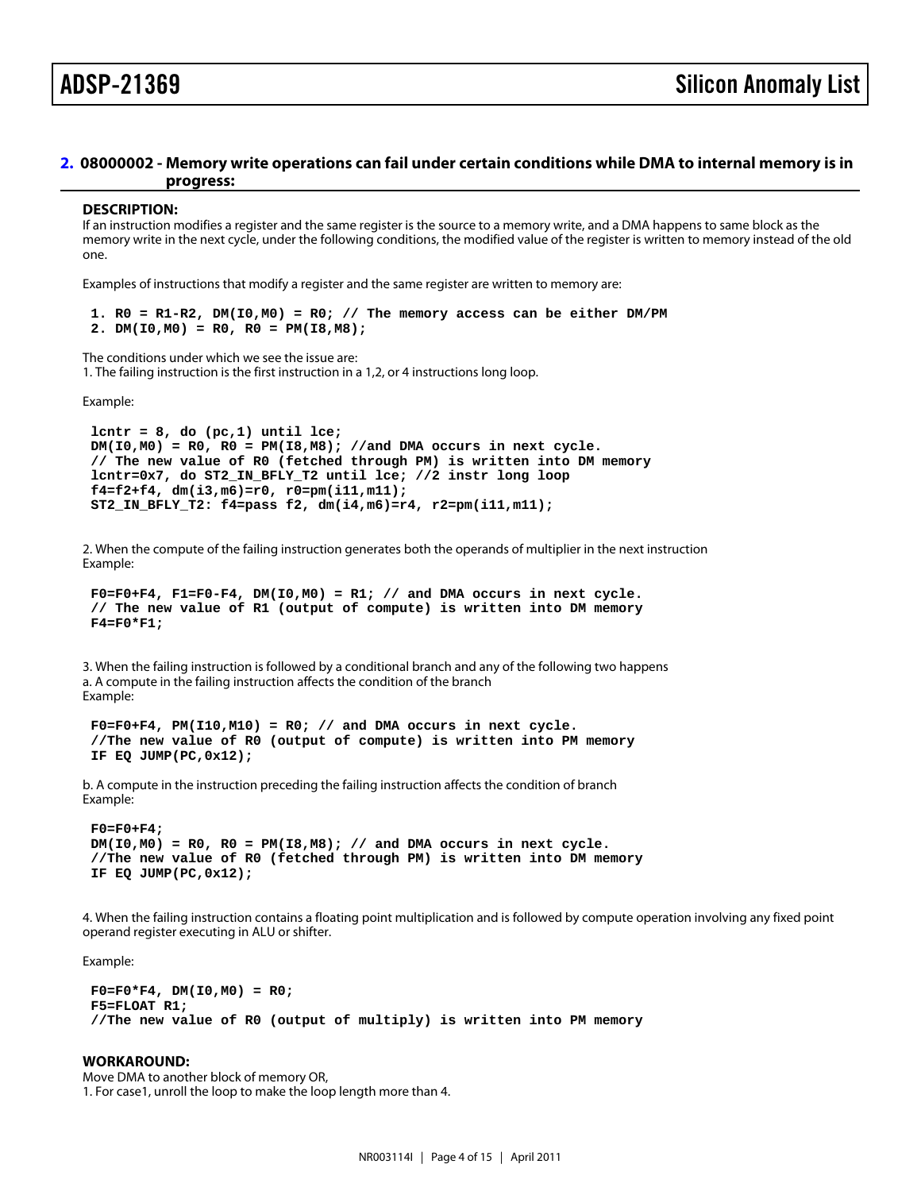## 2. 08000002 - Memory write operations can fail under certain conditions while DMA to internal memory is in progress:

**DESCRIPTION:**

If an instruction modifies a register and the same register is the source to a memory write, and a DMA happens to same block as the memory write in the next cycle, under the following conditions, the modified value of the register is written to memory instead of the old one.

Examples of instructions that modify a register and the same register are written to memory are:

```
1. R0 = R1-R2, DM(I0,M0) = R0; // The memory access can be either DM/PM
2. DM(I0,M0) = R0, R0 = PM(I8,M8);
```

The conditions under which we see the issue are:

1. The failing instruction is the first instruction in a 1,2, or 4 instructions long loop.

Example:

```
lcntr = 8, do (pc,1) until lce;
DM(I0,M0) = R0, R0 = PM(I8,M8); //and DMA occurs in next cycle.
// The new value of R0 (fetched through PM) is written into DM memory
lcntr=0x7, do ST2_IN_BFLY_T2 until lce; //2 instr long loop
f4=f2+f4, dm(i3,m6)=r0, r0=pm(i11,m11);
ST2_IN_BFLY_T2: f4=pass f2, dm(i4,m6)=r4, r2=pm(i11,m11);
```

2. When the compute of the failing instruction generates both the operands of multiplier in the next instruction

Example:

```
F0=F0+F4, F1=F0-F4, DM(I0,M0) = R1; // and DMA occurs in next cycle.
// The new value of R1 (output of compute) is written into DM memory
F4=F0*F1;
```

3. When the failing instruction is followed by a conditional branch and any of the following two happens

a. A compute in the failing instruction affects the condition of the branch

Example:

```
F0=F0+F4, PM(I10,M10) = R0; // and DMA occurs in next cycle.
//The new value of R0 (output of compute) is written into PM memory
IF EQ JUMP(PC,0x12);
```

b. A compute in the instruction preceding the failing instruction affects the condition of branch

Example:

```
F0=F0+F4;
DM(I0,M0) = R0, R0 = PM(I8,M8); // and DMA occurs in next cycle.
//The new value of R0 (fetched through PM) is written into DM memory
IF EQ JUMP(PC,0x12);
```

4. When the failing instruction contains a floating point multiplication and is followed by compute operation involving any fixed point operand register executing in ALU or shifter.

Example:

```
F0=F0*F4, DM(I0,M0) = R0;
F5=FLOAT R1;
//The new value of R0 (output of multiply) is written into PM memory
```

**WORKAROUND:**

Move DMA to another block of memory OR,

1. For case1, unroll the loop to make the loop length more than 4.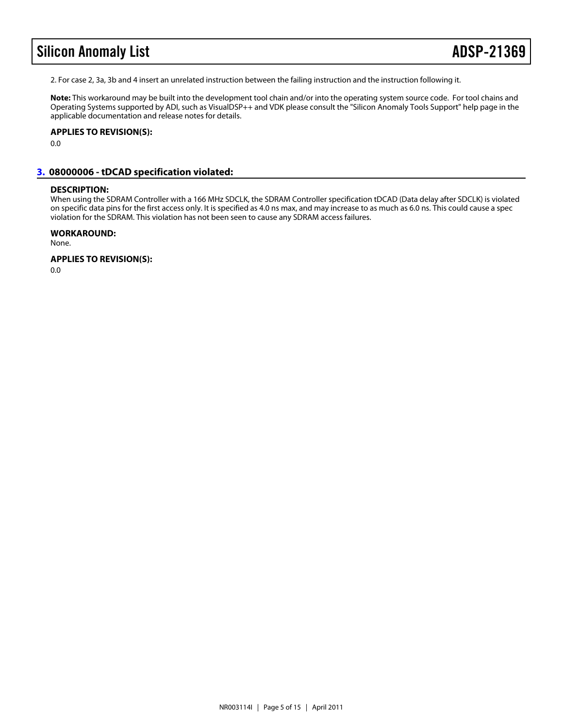2. For case 2, 3a, 3b and 4 insert an unrelated instruction between the failing instruction and the instruction following it.

**Note:** This workaround may be built into the development tool chain and/or into the operating system source code. For tool chains and Operating Systems supported by ADI, such as VisualDSP++ and VDK please consult the "Silicon Anomaly Tools Support" help page in the applicable documentation and release notes for details.

**APPLIES TO REVISION(S):**

0.0

## 3. 08000006 - tDCAD specification violated:

**DESCRIPTION:**

When using the SDRAM Controller with a 166 MHz SDCLK, the SDRAM Controller specification tDCAD (Data delay after SDCLK) is violated on specific data pins for the first access only. It is specified as 4.0 ns max, and may increase to as much as 6.0 ns. This could cause a spec violation for the SDRAM. This violation has not been seen to cause any SDRAM access failures.

**WORKAROUND:**

None.

**APPLIES TO REVISION(S):**

0.0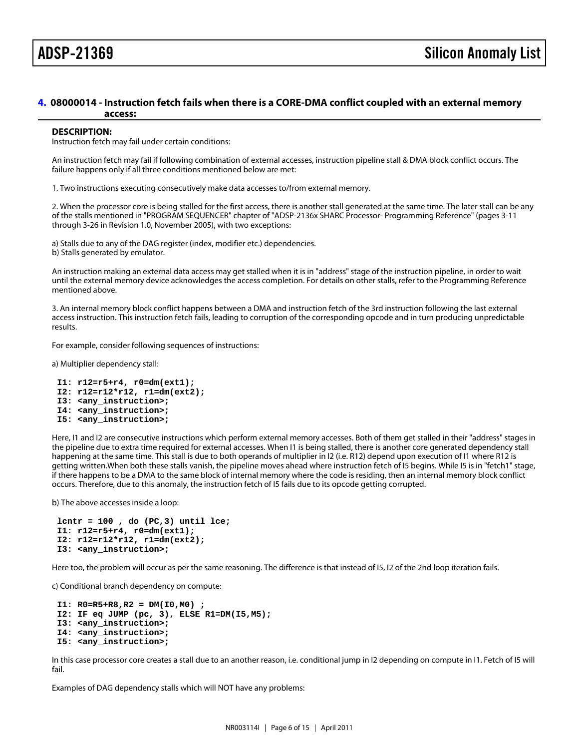### 4. 08000014 - Instruction fetch fails when there is a CORE-DMA conflict coupled with an external memory access:

**DESCRIPTION:**

Instruction fetch may fail under certain conditions:

An instruction fetch may fail if following combination of external accesses, instruction pipeline stall & DMA block conflict occurs. The failure happens only if all three conditions mentioned below are met:

1. Two instructions executing consecutively make data accesses to/from external memory.

2. When the processor core is being stalled for the first access, there is another stall generated at the same time. The later stall can be any of the stalls mentioned in "PROGRAM SEQUENCER" chapter of "ADSP-2136x SHARC Processor- Programming Reference" (pages 3-11 through 3-26 in Revision 1.0, November 2005), with two exceptions:

a) Stalls due to any of the DAG register (index, modifier etc.) dependencies.
b) Stalls generated by emulator.

An instruction making an external data access may get stalled when it is in "address" stage of the instruction pipeline, in order to wait until the external memory device acknowledges the access completion. For details on other stalls, refer to the Programming Reference mentioned above.

3. An internal memory block conflict happens between a DMA and instruction fetch of the 3rd instruction following the last external access instruction. This instruction fetch fails, leading to corruption of the corresponding opcode and in turn producing unpredictable results.

For example, consider following sequences of instructions:

a) Multiplier dependency stall:

```
I1: r12=r5+r4, r0=dm(ext1);
I2: r12=r12*r12, r1=dm(ext2);
I3: <any_instruction>;
I4: <any_instruction>;
I5: <any_instruction>;
```

Here, I1 and I2 are consecutive instructions which perform external memory accesses. Both of them get stalled in their "address" stages in the pipeline due to extra time required for external accesses. When I1 is being stalled, there is another core generated dependency stall happening at the same time. This stall is due to both operands of multiplier in I2 (i.e. R12) depend upon execution of I1 where R12 is getting written.When both these stalls vanish, the pipeline moves ahead where instruction fetch of I5 begins. While I5 is in "fetch1" stage, if there happens to be a DMA to the same block of internal memory where the code is residing, then an internal memory block conflict occurs. Therefore, due to this anomaly, the instruction fetch of I5 fails due to its opcode getting corrupted.

b) The above accesses inside a loop:

```
lcntr = 100 , do (PC,3) until lce;
I1: r12=r5+r4, r0=dm(ext1);
I2: r12=r12*r12, r1=dm(ext2);
I3: <any_instruction>;
```

Here too, the problem will occur as per the same reasoning. The difference is that instead of I5, I2 of the 2nd loop iteration fails.

c) Conditional branch dependency on compute:

```
I1: R0=R5+R8,R2 = DM(I0,M0) ;
I2: IF eq JUMP (pc, 3), ELSE R1=DM(I5,M5);
I3: <any_instruction>;
I4: <any_instruction>;
I5: <any_instruction>;
```

In this case processor core creates a stall due to an another reason, i.e. conditional jump in I2 depending on compute in I1. Fetch of I5 will fail.

Examples of DAG dependency stalls which will NOT have any problems: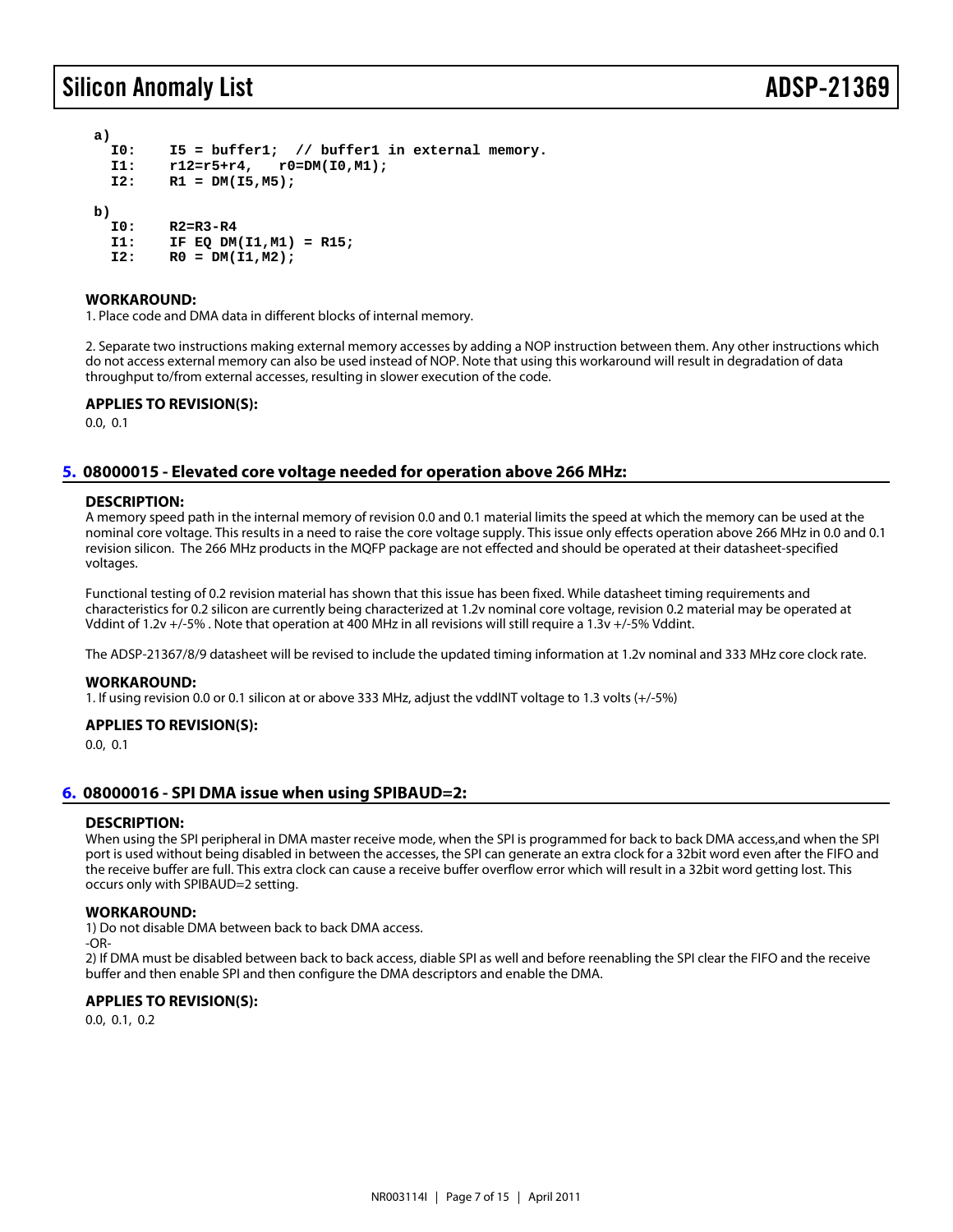```
a)
  I0:     I5 = buffer1;  // buffer1 in external memory.
  I1:     r12=r5+r4,   r0=DM(I0,M1);
  I2:     R1 = DM(I5,M5);

b)
  I0:     R2=R3-R4
  I1:     IF EQ DM(I1,M1) = R15;
  I2:     R0 = DM(I1,M2);
```

#### WORKAROUND:

1. Place code and DMA data in different blocks of internal memory.

2. Separate two instructions making external memory accesses by adding a NOP instruction between them. Any other instructions which do not access external memory can also be used instead of NOP. Note that using this workaround will result in degradation of data throughput to/from external accesses, resulting in slower execution of the code.

#### APPLIES TO REVISION(S):

0.0, 0.1

### 5. 08000015 - Elevated core voltage needed for operation above 266 MHz:

#### DESCRIPTION:

A memory speed path in the internal memory of revision 0.0 and 0.1 material limits the speed at which the memory can be used at the nominal core voltage. This results in a need to raise the core voltage supply. This issue only effects operation above 266 MHz in 0.0 and 0.1 revision silicon. The 266 MHz products in the MQFP package are not effected and should be operated at their datasheet-specified voltages.

Functional testing of 0.2 revision material has shown that this issue has been fixed. While datasheet timing requirements and characteristics for 0.2 silicon are currently being characterized at 1.2v nominal core voltage, revision 0.2 material may be operated at Vddint of 1.2v +/-5% . Note that operation at 400 MHz in all revisions will still require a 1.3v +/-5% Vddint.

The ADSP-21367/8/9 datasheet will be revised to include the updated timing information at 1.2v nominal and 333 MHz core clock rate.

#### WORKAROUND:

1. If using revision 0.0 or 0.1 silicon at or above 333 MHz, adjust the vddINT voltage to 1.3 volts (+/-5%)

#### APPLIES TO REVISION(S):

0.0, 0.1

### 6. 08000016 - SPI DMA issue when using SPIBAUD=2:

#### DESCRIPTION:

When using the SPI peripheral in DMA master receive mode, when the SPI is programmed for back to back DMA access,and when the SPI port is used without being disabled in between the accesses, the SPI can generate an extra clock for a 32bit word even after the FIFO and the receive buffer are full. This extra clock can cause a receive buffer overflow error which will result in a 32bit word getting lost. This occurs only with SPIBAUD=2 setting.

#### WORKAROUND:

1) Do not disable DMA between back to back DMA access.

-OR-

2) If DMA must be disabled between back to back access, diable SPI as well and before reenabling the SPI clear the FIFO and the receive buffer and then enable SPI and then configure the DMA descriptors and enable the DMA.

#### APPLIES TO REVISION(S):

0.0, 0.1, 0.2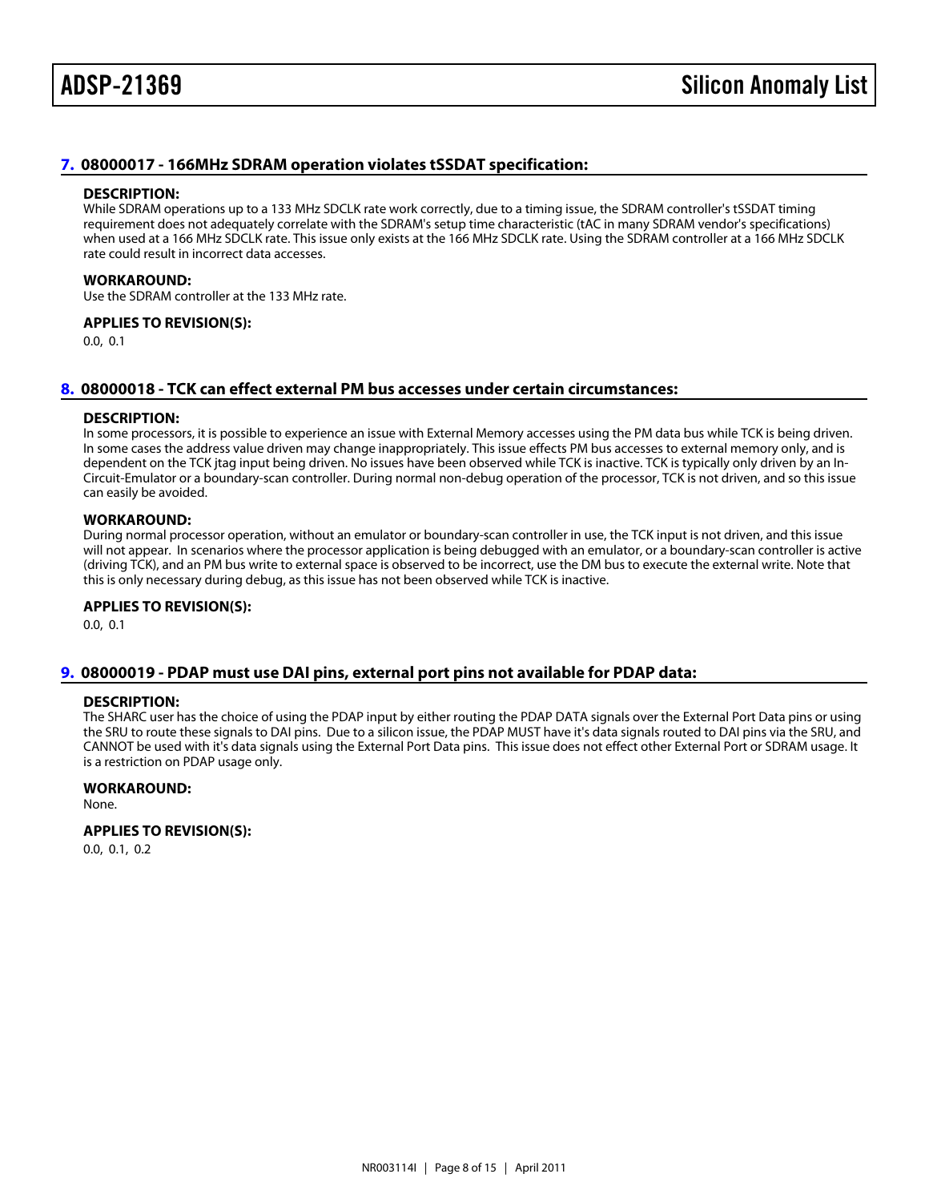## 7. 08000017 - 166MHz SDRAM operation violates tSSDAT specification:

**DESCRIPTION:**

While SDRAM operations up to a 133 MHz SDCLK rate work correctly, due to a timing issue, the SDRAM controller's tSSDAT timing requirement does not adequately correlate with the SDRAM's setup time characteristic (tAC in many SDRAM vendor's specifications) when used at a 166 MHz SDCLK rate. This issue only exists at the 166 MHz SDCLK rate. Using the SDRAM controller at a 166 MHz SDCLK rate could result in incorrect data accesses.

**WORKAROUND:**

Use the SDRAM controller at the 133 MHz rate.

**APPLIES TO REVISION(S):**

0.0, 0.1

## 8. 08000018 - TCK can effect external PM bus accesses under certain circumstances:

**DESCRIPTION:**

In some processors, it is possible to experience an issue with External Memory accesses using the PM data bus while TCK is being driven. In some cases the address value driven may change inappropriately. This issue effects PM bus accesses to external memory only, and is dependent on the TCK jtag input being driven. No issues have been observed while TCK is inactive. TCK is typically only driven by an In-Circuit-Emulator or a boundary-scan controller. During normal non-debug operation of the processor, TCK is not driven, and so this issue can easily be avoided.

**WORKAROUND:**

During normal processor operation, without an emulator or boundary-scan controller in use, the TCK input is not driven, and this issue will not appear. In scenarios where the processor application is being debugged with an emulator, or a boundary-scan controller is active (driving TCK), and an PM bus write to external space is observed to be incorrect, use the DM bus to execute the external write. Note that this is only necessary during debug, as this issue has not been observed while TCK is inactive.

**APPLIES TO REVISION(S):**

0.0, 0.1

## 9. 08000019 - PDAP must use DAI pins, external port pins not available for PDAP data:

**DESCRIPTION:**

The SHARC user has the choice of using the PDAP input by either routing the PDAP DATA signals over the External Port Data pins or using the SRU to route these signals to DAI pins. Due to a silicon issue, the PDAP MUST have it's data signals routed to DAI pins via the SRU, and CANNOT be used with it's data signals using the External Port Data pins. This issue does not effect other External Port or SDRAM usage. It is a restriction on PDAP usage only.

**WORKAROUND:**

None.

**APPLIES TO REVISION(S):**

0.0, 0.1, 0.2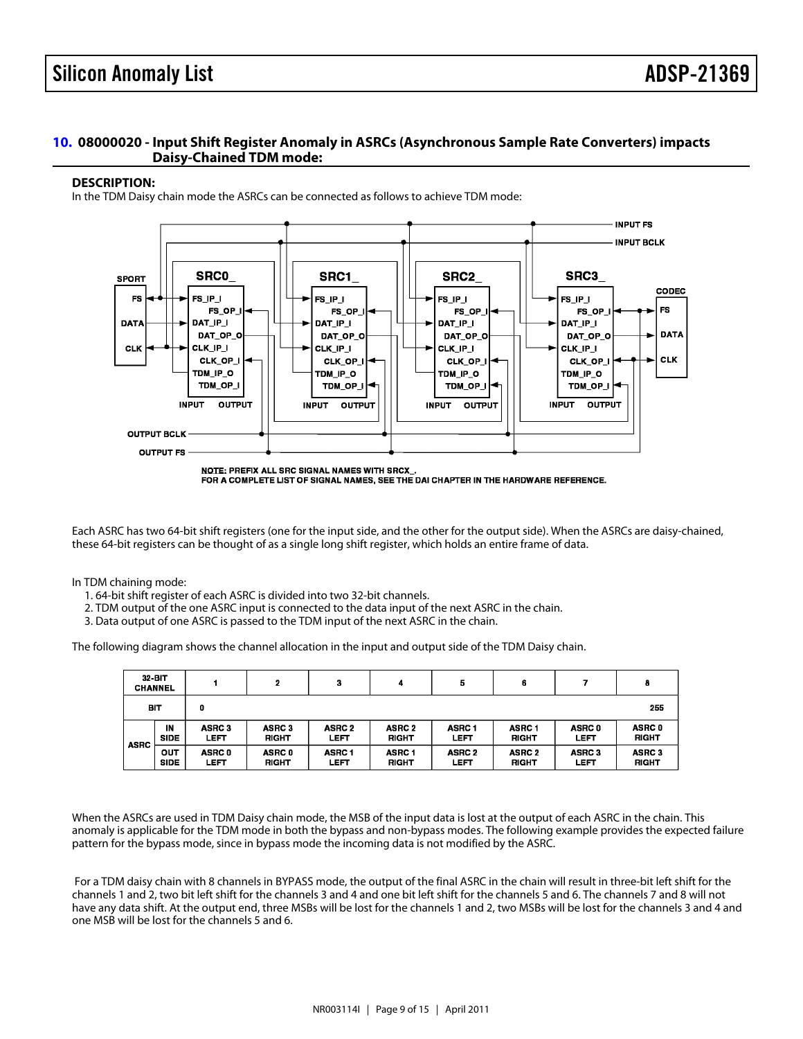## 10. 08000020 - Input Shift Register Anomaly in ASRCs (Asynchronous Sample Rate Converters) impacts Daisy-Chained TDM mode:

**DESCRIPTION:**

In the TDM Daisy chain mode the ASRCs can be connected as follows to achieve TDM mode:

NOTE: PREFIX ALL SRC SIGNAL NAMES WITH SRCX_.
FOR A COMPLETE LIST OF SIGNAL NAMES, SEE THE DAI CHAPTER IN THE HARDWARE REFERENCE.

Each ASRC has two 64-bit shift registers (one for the input side, and the other for the output side). When the ASRCs are daisy-chained, these 64-bit registers can be thought of as a single long shift register, which holds an entire frame of data.

In TDM chaining mode:

1. 64-bit shift register of each ASRC is divided into two 32-bit channels.
2. TDM output of the one ASRC input is connected to the data input of the next ASRC in the chain.
3. Data output of one ASRC is passed to the TDM input of the next ASRC in the chain.

The following diagram shows the channel allocation in the input and output side of the TDM Daisy chain.

| 32-BIT CHANNEL | | 1 | 2 | 3 | 4 | 5 | 6 | 7 | 8 |
|---|---|---|---|---|---|---|---|---|---|
| BIT | | 0 | | | | | | | 255 |
| ASRC | IN SIDE | ASRC 3 LEFT | ASRC 3 RIGHT | ASRC 2 LEFT | ASRC 2 RIGHT | ASRC 1 LEFT | ASRC 1 RIGHT | ASRC 0 LEFT | ASRC 0 RIGHT |
| | OUT SIDE | ASRC 0 LEFT | ASRC 0 RIGHT | ASRC 1 LEFT | ASRC 1 RIGHT | ASRC 2 LEFT | ASRC 2 RIGHT | ASRC 3 LEFT | ASRC 3 RIGHT |

When the ASRCs are used in TDM Daisy chain mode, the MSB of the input data is lost at the output of each ASRC in the chain. This anomaly is applicable for the TDM mode in both the bypass and non-bypass modes. The following example provides the expected failure pattern for the bypass mode, since in bypass mode the incoming data is not modified by the ASRC.

For a TDM daisy chain with 8 channels in BYPASS mode, the output of the final ASRC in the chain will result in three-bit left shift for the channels 1 and 2, two bit left shift for the channels 3 and 4 and one bit left shift for the channels 5 and 6. The channels 7 and 8 will not have any data shift. At the output end, three MSBs will be lost for the channels 1 and 2, two MSBs will be lost for the channels 3 and 4 and one MSB will be lost for the channels 5 and 6.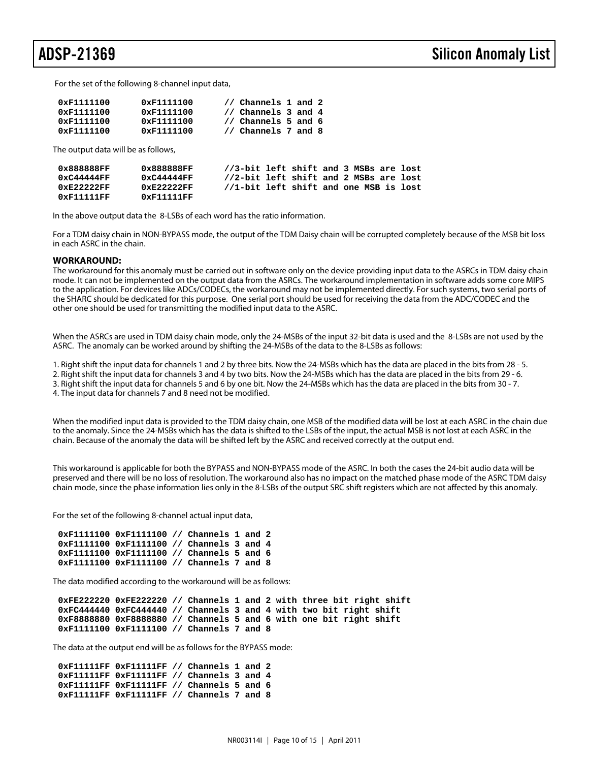For the set of the following 8-channel input data,

```
0xF1111100      0xF1111100      // Channels 1 and 2
0xF1111100      0xF1111100      // Channels 3 and 4
0xF1111100      0xF1111100      // Channels 5 and 6
0xF1111100      0xF1111100      // Channels 7 and 8
```

The output data will be as follows,

```
0x888888FF      0x888888FF      //3-bit left shift and 3 MSBs are lost
0xC44444FF      0xC44444FF      //2-bit left shift and 2 MSBs are lost
0xE22222FF      0xE22222FF      //1-bit left shift and one MSB is lost
0xF11111FF      0xF11111FF
```

In the above output data the 8-LSBs of each word has the ratio information.

For a TDM daisy chain in NON-BYPASS mode, the output of the TDM Daisy chain will be corrupted completely because of the MSB bit loss in each ASRC in the chain.

**WORKAROUND:**

The workaround for this anomaly must be carried out in software only on the device providing input data to the ASRCs in TDM daisy chain mode. It can not be implemented on the output data from the ASRCs. The workaround implementation in software adds some core MIPS to the application. For devices like ADCs/CODECs, the workaround may not be implemented directly. For such systems, two serial ports of the SHARC should be dedicated for this purpose. One serial port should be used for receiving the data from the ADC/CODEC and the other one should be used for transmitting the modified input data to the ASRC.

When the ASRCs are used in TDM daisy chain mode, only the 24-MSBs of the input 32-bit data is used and the 8-LSBs are not used by the ASRC. The anomaly can be worked around by shifting the 24-MSBs of the data to the 8-LSBs as follows:

1. Right shift the input data for channels 1 and 2 by three bits. Now the 24-MSBs which has the data are placed in the bits from 28 - 5.
2. Right shift the input data for channels 3 and 4 by two bits. Now the 24-MSBs which has the data are placed in the bits from 29 - 6.
3. Right shift the input data for channels 5 and 6 by one bit. Now the 24-MSBs which has the data are placed in the bits from 30 - 7.
4. The input data for channels 7 and 8 need not be modified.

When the modified input data is provided to the TDM daisy chain, one MSB of the modified data will be lost at each ASRC in the chain due to the anomaly. Since the 24-MSBs which has the data is shifted to the LSBs of the input, the actual MSB is not lost at each ASRC in the chain. Because of the anomaly the data will be shifted left by the ASRC and received correctly at the output end.

This workaround is applicable for both the BYPASS and NON-BYPASS mode of the ASRC. In both the cases the 24-bit audio data will be preserved and there will be no loss of resolution. The workaround also has no impact on the matched phase mode of the ASRC TDM daisy chain mode, since the phase information lies only in the 8-LSBs of the output SRC shift registers which are not affected by this anomaly.

For the set of the following 8-channel actual input data,

```
0xF1111100 0xF1111100 // Channels 1 and 2
0xF1111100 0xF1111100 // Channels 3 and 4
0xF1111100 0xF1111100 // Channels 5 and 6
0xF1111100 0xF1111100 // Channels 7 and 8
```

The data modified according to the workaround will be as follows:

```
0xFE222220 0xFE222220 // Channels 1 and 2 with three bit right shift
0xFC444440 0xFC444440 // Channels 3 and 4 with two bit right shift
0xF8888880 0xF8888880 // Channels 5 and 6 with one bit right shift
0xF1111100 0xF1111100 // Channels 7 and 8
```

The data at the output end will be as follows for the BYPASS mode:

```
0xF11111FF 0xF11111FF // Channels 1 and 2
0xF11111FF 0xF11111FF // Channels 3 and 4
0xF11111FF 0xF11111FF // Channels 5 and 6
0xF11111FF 0xF11111FF // Channels 7 and 8
```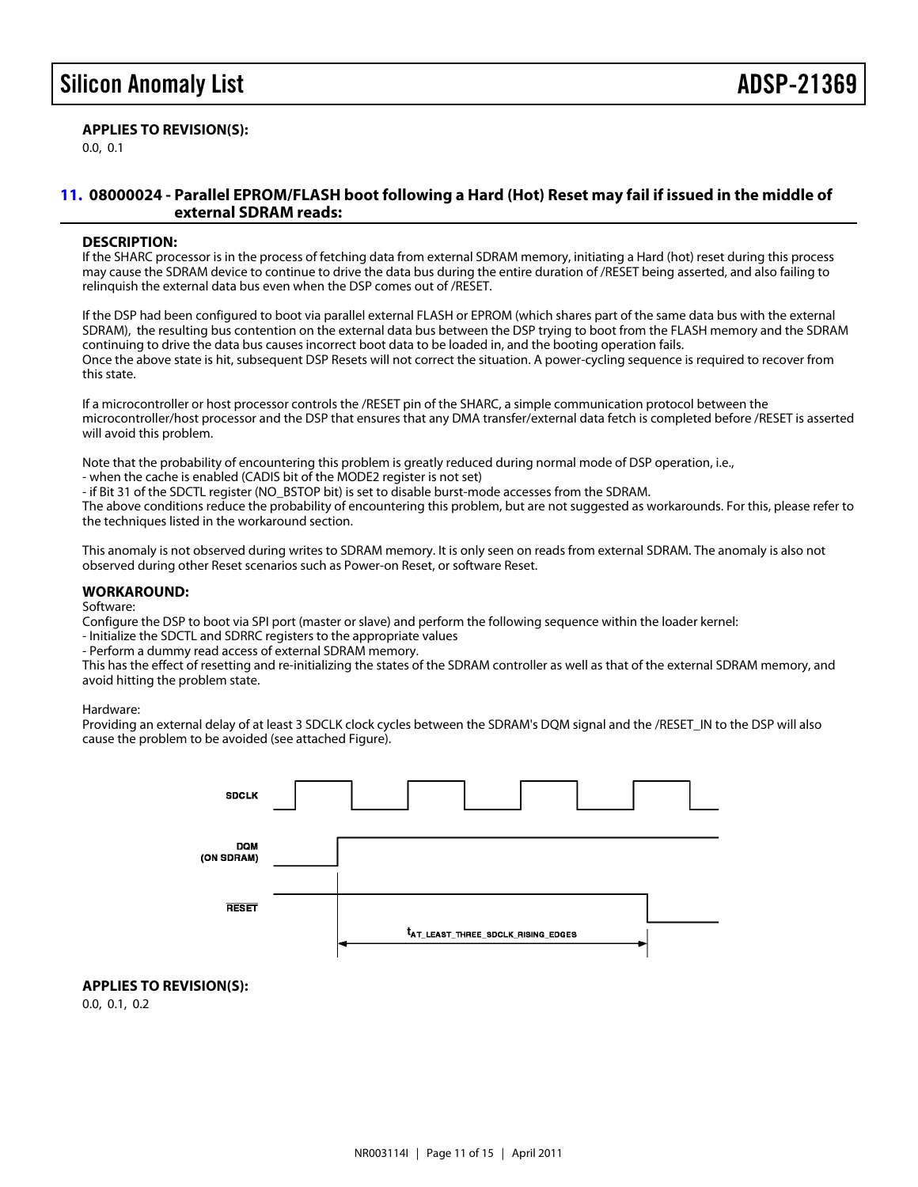**APPLIES TO REVISION(S):**

0.0, 0.1

## 11. 08000024 - Parallel EPROM/FLASH boot following a Hard (Hot) Reset may fail if issued in the middle of external SDRAM reads:

**DESCRIPTION:**

If the SHARC processor is in the process of fetching data from external SDRAM memory, initiating a Hard (hot) reset during this process may cause the SDRAM device to continue to drive the data bus during the entire duration of /RESET being asserted, and also failing to relinquish the external data bus even when the DSP comes out of /RESET.

If the DSP had been configured to boot via parallel external FLASH or EPROM (which shares part of the same data bus with the external SDRAM), the resulting bus contention on the external data bus between the DSP trying to boot from the FLASH memory and the SDRAM continuing to drive the data bus causes incorrect boot data to be loaded in, and the booting operation fails.
Once the above state is hit, subsequent DSP Resets will not correct the situation. A power-cycling sequence is required to recover from this state.

If a microcontroller or host processor controls the /RESET pin of the SHARC, a simple communication protocol between the microcontroller/host processor and the DSP that ensures that any DMA transfer/external data fetch is completed before /RESET is asserted will avoid this problem.

Note that the probability of encountering this problem is greatly reduced during normal mode of DSP operation, i.e.,
- when the cache is enabled (CADIS bit of the MODE2 register is not set)
- if Bit 31 of the SDCTL register (NO_BSTOP bit) is set to disable burst-mode accesses from the SDRAM.

The above conditions reduce the probability of encountering this problem, but are not suggested as workarounds. For this, please refer to the techniques listed in the workaround section.

This anomaly is not observed during writes to SDRAM memory. It is only seen on reads from external SDRAM. The anomaly is also not observed during other Reset scenarios such as Power-on Reset, or software Reset.

**WORKAROUND:**

Software:
Configure the DSP to boot via SPI port (master or slave) and perform the following sequence within the loader kernel:
- Initialize the SDCTL and SDRRC registers to the appropriate values
- Perform a dummy read access of external SDRAM memory.

This has the effect of resetting and re-initializing the states of the SDRAM controller as well as that of the external SDRAM memory, and avoid hitting the problem state.

Hardware:
Providing an external delay of at least 3 SDCLK clock cycles between the SDRAM's DQM signal and the /RESET_IN to the DSP will also cause the problem to be avoided (see attached Figure).

SDCLK

DQM (ON SDRAM)

RESET

$t_{AT\_LEAST\_THREE\_SDCLK\_RISING\_EDGES}$

**APPLIES TO REVISION(S):**

0.0, 0.1, 0.2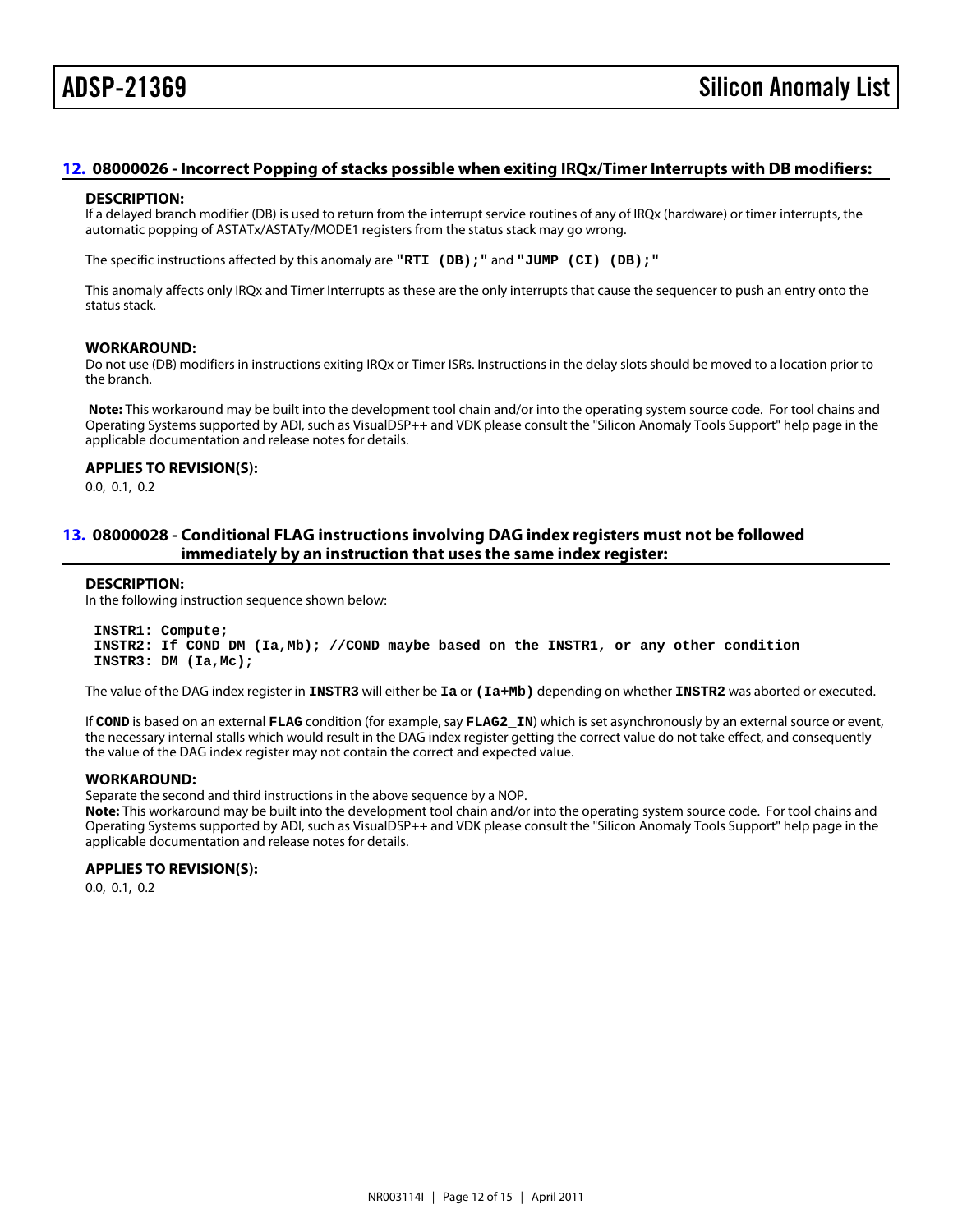## 12. 08000026 - Incorrect Popping of stacks possible when exiting IRQx/Timer Interrupts with DB modifiers:

### DESCRIPTION:

If a delayed branch modifier (DB) is used to return from the interrupt service routines of any of IRQx (hardware) or timer interrupts, the automatic popping of ASTATx/ASTATy/MODE1 registers from the status stack may go wrong.

The specific instructions affected by this anomaly are **"RTI (DB);"** and **"JUMP (CI) (DB);"**

This anomaly affects only IRQx and Timer Interrupts as these are the only interrupts that cause the sequencer to push an entry onto the status stack.

### WORKAROUND:

Do not use (DB) modifiers in instructions exiting IRQx or Timer ISRs. Instructions in the delay slots should be moved to a location prior to the branch.

**Note:** This workaround may be built into the development tool chain and/or into the operating system source code. For tool chains and Operating Systems supported by ADI, such as VisualDSP++ and VDK please consult the "Silicon Anomaly Tools Support" help page in the applicable documentation and release notes for details.

### APPLIES TO REVISION(S):

0.0, 0.1, 0.2

## 13. 08000028 - Conditional FLAG instructions involving DAG index registers must not be followed immediately by an instruction that uses the same index register:

### DESCRIPTION:

In the following instruction sequence shown below:

```
INSTR1: Compute;
INSTR2: If COND DM (Ia,Mb); //COND maybe based on the INSTR1, or any other condition
INSTR3: DM (Ia,Mc);
```

The value of the DAG index register in **INSTR3** will either be **Ia** or **(Ia+Mb)** depending on whether **INSTR2** was aborted or executed.

If **COND** is based on an external **FLAG** condition (for example, say **FLAG2_IN**) which is set asynchronously by an external source or event, the necessary internal stalls which would result in the DAG index register getting the correct value do not take effect, and consequently the value of the DAG index register may not contain the correct and expected value.

### WORKAROUND:

Separate the second and third instructions in the above sequence by a NOP.

**Note:** This workaround may be built into the development tool chain and/or into the operating system source code. For tool chains and Operating Systems supported by ADI, such as VisualDSP++ and VDK please consult the "Silicon Anomaly Tools Support" help page in the applicable documentation and release notes for details.

### APPLIES TO REVISION(S):

0.0, 0.1, 0.2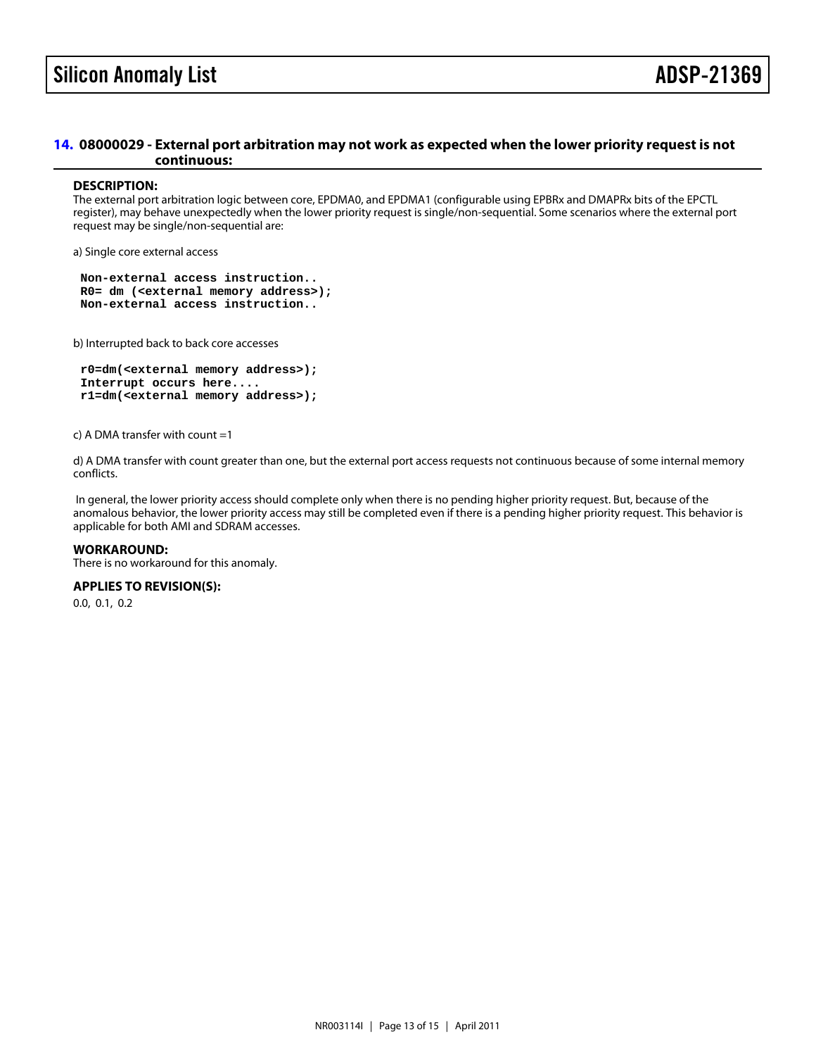## 14. 08000029 - External port arbitration may not work as expected when the lower priority request is not continuous:

### DESCRIPTION:

The external port arbitration logic between core, EPDMA0, and EPDMA1 (configurable using EPBRx and DMAPRx bits of the EPCTL register), may behave unexpectedly when the lower priority request is single/non-sequential. Some scenarios where the external port request may be single/non-sequential are:

a) Single core external access

```
Non-external access instruction..
R0= dm (<external memory address>);
Non-external access instruction..
```

b) Interrupted back to back core accesses

```
r0=dm(<external memory address>);
Interrupt occurs here....
r1=dm(<external memory address>);
```

c) A DMA transfer with count =1

d) A DMA transfer with count greater than one, but the external port access requests not continuous because of some internal memory conflicts.

In general, the lower priority access should complete only when there is no pending higher priority request. But, because of the anomalous behavior, the lower priority access may still be completed even if there is a pending higher priority request. This behavior is applicable for both AMI and SDRAM accesses.

### WORKAROUND:

There is no workaround for this anomaly.

### APPLIES TO REVISION(S):

0.0, 0.1, 0.2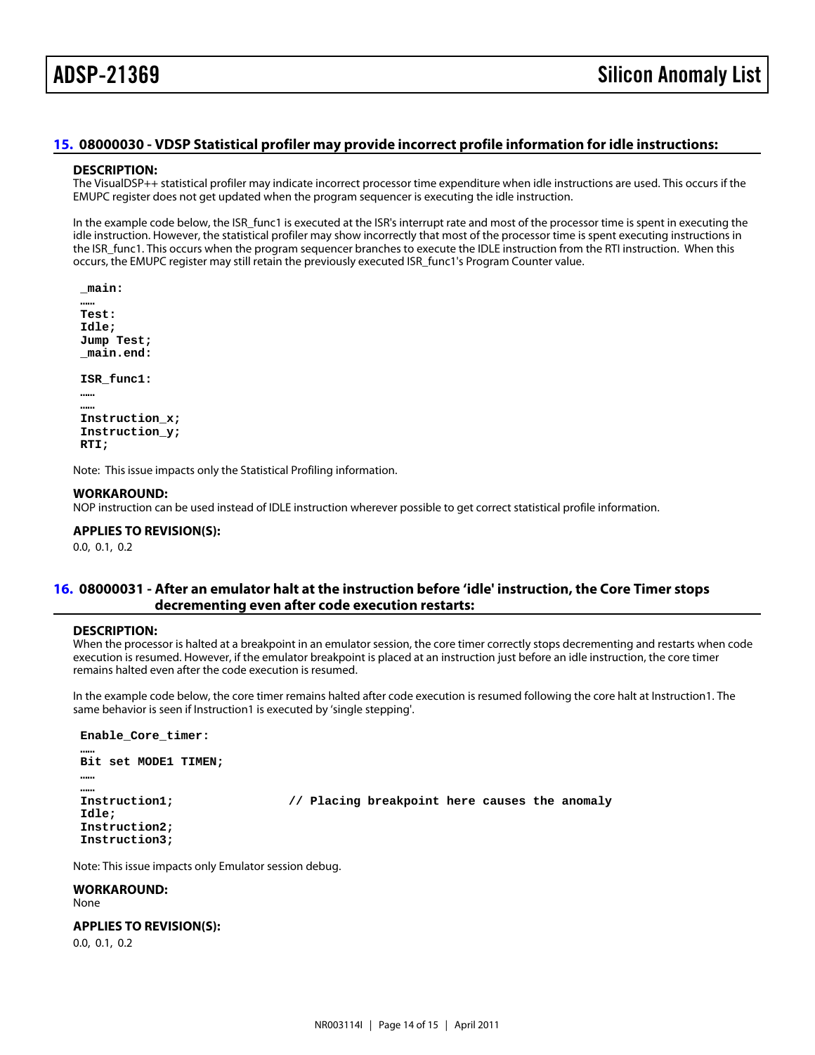## 15. 08000030 - VDSP Statistical profiler may provide incorrect profile information for idle instructions:

### DESCRIPTION:

The VisualDSP++ statistical profiler may indicate incorrect processor time expenditure when idle instructions are used. This occurs if the EMUPC register does not get updated when the program sequencer is executing the idle instruction.

In the example code below, the ISR_func1 is executed at the ISR's interrupt rate and most of the processor time is spent in executing the idle instruction. However, the statistical profiler may show incorrectly that most of the processor time is spent executing instructions in the ISR_func1. This occurs when the program sequencer branches to execute the IDLE instruction from the RTI instruction. When this occurs, the EMUPC register may still retain the previously executed ISR_func1's Program Counter value.

```
_main:
……
Test:
Idle;
Jump Test;
_main.end:

ISR_func1:
……
……
Instruction_x;
Instruction_y;
RTI;
```

Note: This issue impacts only the Statistical Profiling information.

### WORKAROUND:

NOP instruction can be used instead of IDLE instruction wherever possible to get correct statistical profile information.

### APPLIES TO REVISION(S):

0.0, 0.1, 0.2

## 16. 08000031 - After an emulator halt at the instruction before 'idle' instruction, the Core Timer stops decrementing even after code execution restarts:

### DESCRIPTION:

When the processor is halted at a breakpoint in an emulator session, the core timer correctly stops decrementing and restarts when code execution is resumed. However, if the emulator breakpoint is placed at an instruction just before an idle instruction, the core timer remains halted even after the code execution is resumed.

In the example code below, the core timer remains halted after code execution is resumed following the core halt at Instruction1. The same behavior is seen if Instruction1 is executed by 'single stepping'.

```
Enable_Core_timer:
……
Bit set MODE1 TIMEN;
……
……
Instruction1;                // Placing breakpoint here causes the anomaly
Idle;
Instruction2;
Instruction3;
```

Note: This issue impacts only Emulator session debug.

### WORKAROUND:

None

### APPLIES TO REVISION(S):

0.0, 0.1, 0.2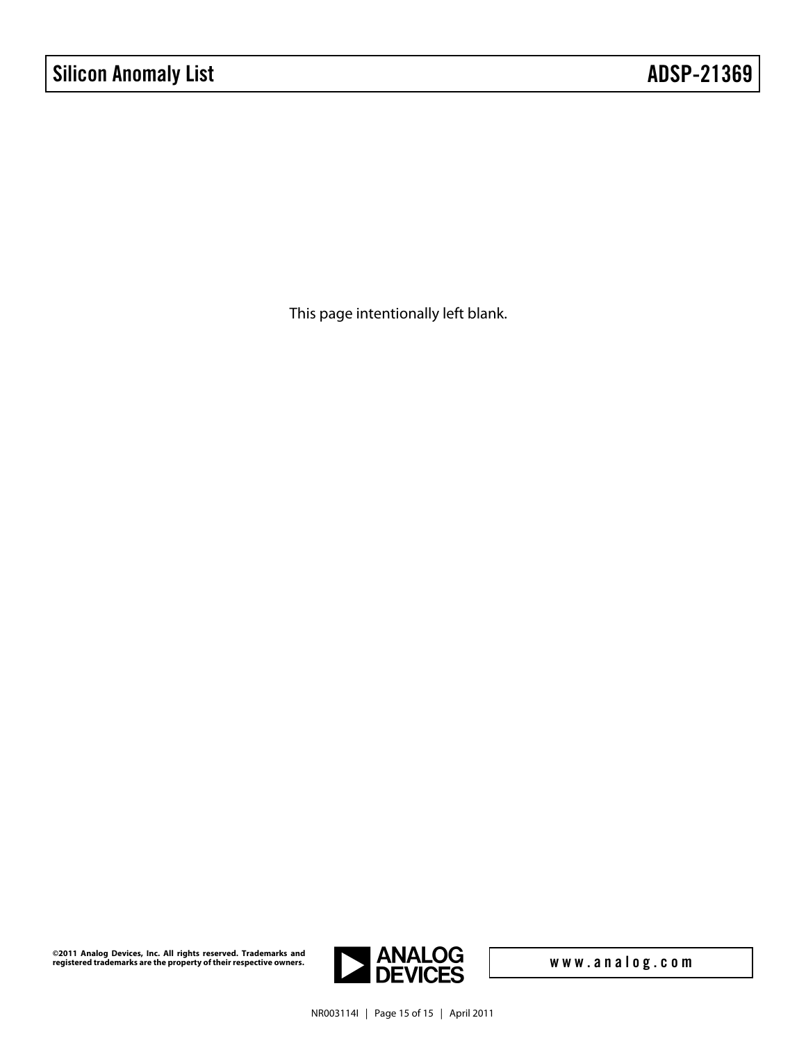This page intentionally left blank.

©2011 Analog Devices, Inc. All rights reserved. Trademarks and registered trademarks are the property of their respective owners.

www.analog.com